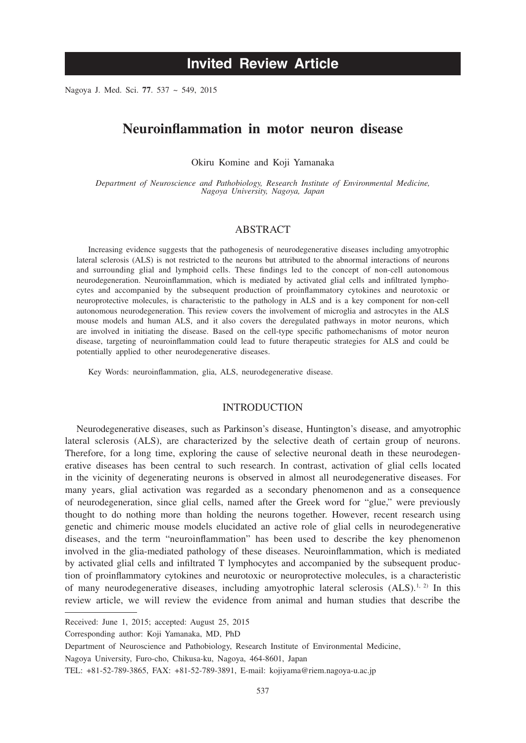# Invited Review Article

# Neuroinflammation in motor neuron disease

Okiru Komine and Koji Yamanaka

*Department of Neuroscience and Pathobiology, Research Institute of Environmental Medicine, Nagoya University, Nagoya, Japan*

## ABSTRACT

Increasing evidence suggests that the pathogenesis of neurodegenerative diseases including amyotrophic lateral sclerosis (ALS) is not restricted to the neurons but attributed to the abnormal interactions of neurons and surrounding glial and lymphoid cells. These findings led to the concept of non-cell autonomous neurodegeneration. Neuroinflammation, which is mediated by activated glial cells and infiltrated lymphocytes and accompanied by the subsequent production of proinflammatory cytokines and neurotoxic or neuroprotective molecules, is characteristic to the pathology in ALS and is a key component for non-cell autonomous neurodegeneration. This review covers the involvement of microglia and astrocytes in the ALS mouse models and human ALS, and it also covers the deregulated pathways in motor neurons, which are involved in initiating the disease. Based on the cell-type specific pathomechanisms of motor neuron disease, targeting of neuroinflammation could lead to future therapeutic strategies for ALS and could be potentially applied to other neurodegenerative diseases.

Key Words: neuroinflammation, glia, ALS, neurodegenerative disease.

## INTRODUCTION

Neurodegenerative diseases, such as Parkinson's disease, Huntington's disease, and amyotrophic lateral sclerosis (ALS), are characterized by the selective death of certain group of neurons. Therefore, for a long time, exploring the cause of selective neuronal death in these neurodegenerative diseases has been central to such research. In contrast, activation of glial cells located in the vicinity of degenerating neurons is observed in almost all neurodegenerative diseases. For many years, glial activation was regarded as a secondary phenomenon and as a consequence of neurodegeneration, since glial cells, named after the Greek word for "glue," were previously thought to do nothing more than holding the neurons together. However, recent research using genetic and chimeric mouse models elucidated an active role of glial cells in neurodegenerative diseases, and the term "neuroinflammation" has been used to describe the key phenomenon involved in the glia-mediated pathology of these diseases. Neuroinflammation, which is mediated by activated glial cells and infiltrated T lymphocytes and accompanied by the subsequent production of proinflammatory cytokines and neurotoxic or neuroprotective molecules, is a characteristic of many neurodegenerative diseases, including amyotrophic lateral sclerosis (ALS).[1, 2] In this review article, we will review the evidence from animal and human studies that describe the

---

Received: June 1, 2015; accepted: August 25, 2015

Corresponding author: Koji Yamanaka, MD, PhD

Department of Neuroscience and Pathobiology, Research Institute of Environmental Medicine,

Nagoya University, Furo-cho, Chikusa-ku, Nagoya, 464-8601, Japan

TEL: +81-52-789-3865, FAX: +81-52-789-3891, E-mail: kojiyama@riem.nagoya-u.ac.jp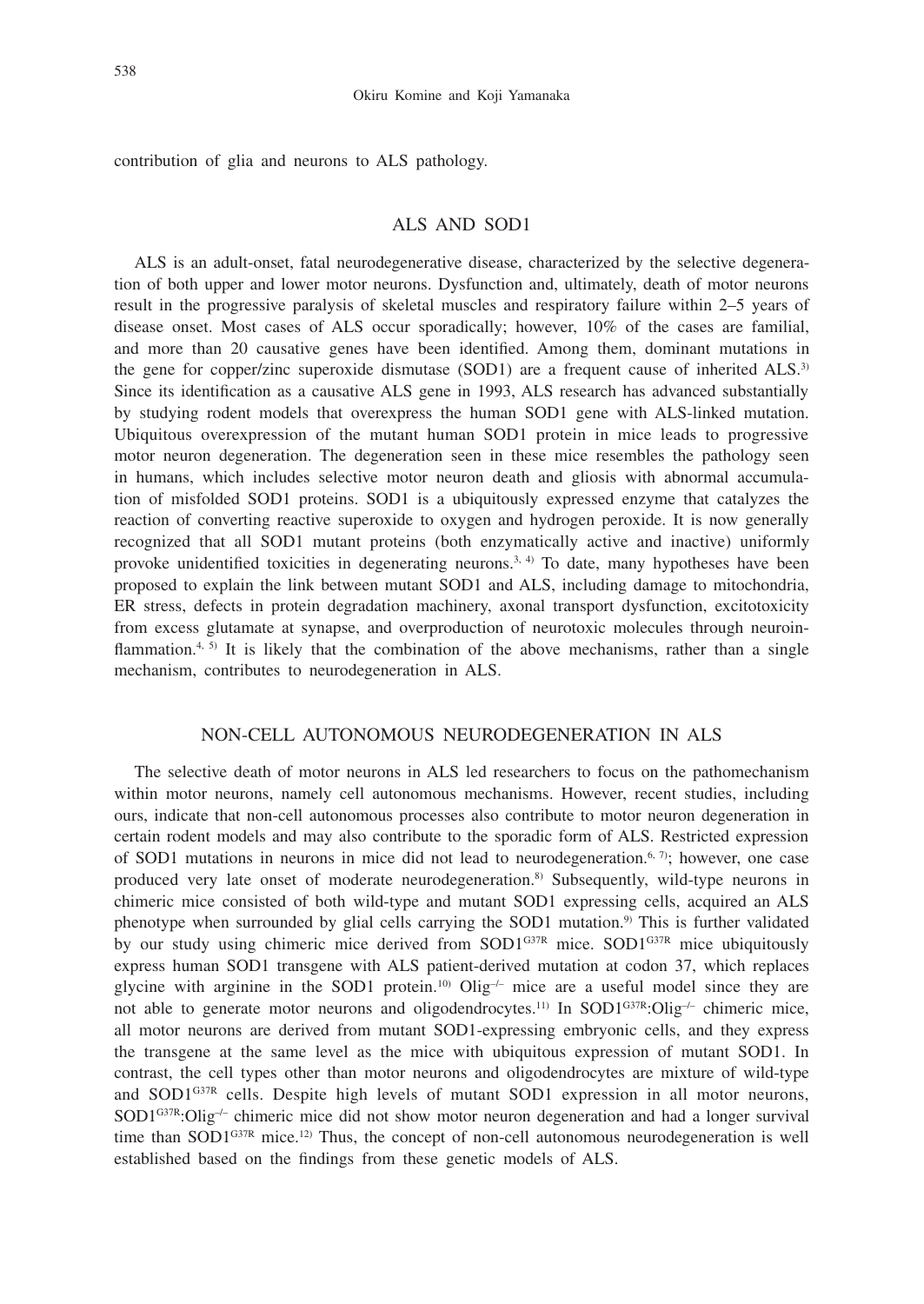contribution of glia and neurons to ALS pathology.

## ALS AND SOD1

ALS is an adult-onset, fatal neurodegenerative disease, characterized by the selective degeneration of both upper and lower motor neurons. Dysfunction and, ultimately, death of motor neurons result in the progressive paralysis of skeletal muscles and respiratory failure within 2–5 years of disease onset. Most cases of ALS occur sporadically; however, 10% of the cases are familial, and more than 20 causative genes have been identified. Among them, dominant mutations in the gene for copper/zinc superoxide dismutase (SOD1) are a frequent cause of inherited ALS.[3] Since its identification as a causative ALS gene in 1993, ALS research has advanced substantially by studying rodent models that overexpress the human SOD1 gene with ALS-linked mutation. Ubiquitous overexpression of the mutant human SOD1 protein in mice leads to progressive motor neuron degeneration. The degeneration seen in these mice resembles the pathology seen in humans, which includes selective motor neuron death and gliosis with abnormal accumulation of misfolded SOD1 proteins. SOD1 is a ubiquitously expressed enzyme that catalyzes the reaction of converting reactive superoxide to oxygen and hydrogen peroxide. It is now generally recognized that all SOD1 mutant proteins (both enzymatically active and inactive) uniformly provoke unidentified toxicities in degenerating neurons.[3, 4] To date, many hypotheses have been proposed to explain the link between mutant SOD1 and ALS, including damage to mitochondria, ER stress, defects in protein degradation machinery, axonal transport dysfunction, excitotoxicity from excess glutamate at synapse, and overproduction of neurotoxic molecules through neuroinflammation.[4, 5] It is likely that the combination of the above mechanisms, rather than a single mechanism, contributes to neurodegeneration in ALS.

## NON-CELL AUTONOMOUS NEURODEGENERATION IN ALS

The selective death of motor neurons in ALS led researchers to focus on the pathomechanism within motor neurons, namely cell autonomous mechanisms. However, recent studies, including ours, indicate that non-cell autonomous processes also contribute to motor neuron degeneration in certain rodent models and may also contribute to the sporadic form of ALS. Restricted expression of SOD1 mutations in neurons in mice did not lead to neurodegeneration.[6, 7]; however, one case produced very late onset of moderate neurodegeneration.[8] Subsequently, wild-type neurons in chimeric mice consisted of both wild-type and mutant SOD1 expressing cells, acquired an ALS phenotype when surrounded by glial cells carrying the SOD1 mutation.[9] This is further validated by our study using chimeric mice derived from SOD1$^{G37R}$ mice. SOD1$^{G37R}$ mice ubiquitously express human SOD1 transgene with ALS patient-derived mutation at codon 37, which replaces glycine with arginine in the SOD1 protein.[10] Olig$^{-/-}$ mice are a useful model since they are not able to generate motor neurons and oligodendrocytes.[11] In SOD1$^{G37R}$:Olig$^{-/-}$ chimeric mice, all motor neurons are derived from mutant SOD1-expressing embryonic cells, and they express the transgene at the same level as the mice with ubiquitous expression of mutant SOD1. In contrast, the cell types other than motor neurons and oligodendrocytes are mixture of wild-type and SOD1$^{G37R}$ cells. Despite high levels of mutant SOD1 expression in all motor neurons, SOD1$^{G37R}$:Olig$^{-/-}$ chimeric mice did not show motor neuron degeneration and had a longer survival time than SOD1$^{G37R}$ mice.[12] Thus, the concept of non-cell autonomous neurodegeneration is well established based on the findings from these genetic models of ALS.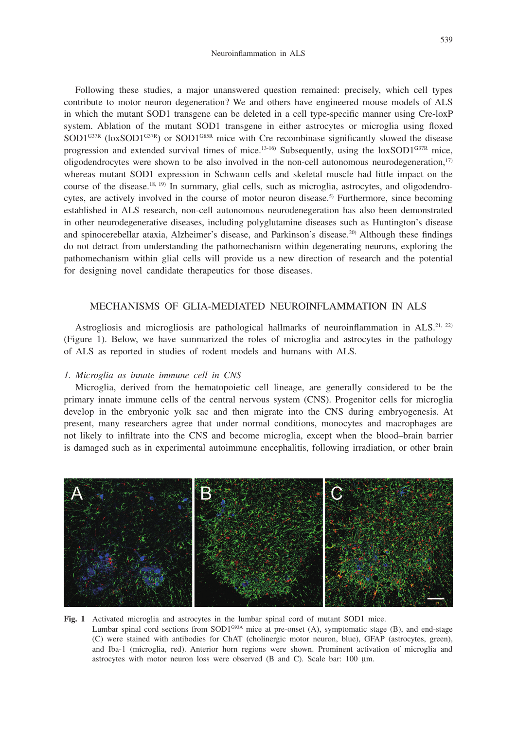Following these studies, a major unanswered question remained: precisely, which cell types contribute to motor neuron degeneration? We and others have engineered mouse models of ALS in which the mutant SOD1 transgene can be deleted in a cell type-specific manner using Cre-loxP system. Ablation of the mutant SOD1 transgene in either astrocytes or microglia using floxed $SOD1^{G37R}$ ($loxSOD1^{G37R}$) or $SOD1^{G85R}$ mice with Cre recombinase significantly slowed the disease progression and extended survival times of mice.[13-16] Subsequently, using the $loxSOD1^{G37R}$ mice, oligodendrocytes were shown to be also involved in the non-cell autonomous neurodegeneration,[17] whereas mutant SOD1 expression in Schwann cells and skeletal muscle had little impact on the course of the disease.[18, 19] In summary, glial cells, such as microglia, astrocytes, and oligodendrocytes, are actively involved in the course of motor neuron disease.[5] Furthermore, since becoming established in ALS research, non-cell autonomous neurodenegeration has also been demonstrated in other neurodegenerative diseases, including polyglutamine diseases such as Huntington's disease and spinocerebellar ataxia, Alzheimer's disease, and Parkinson's disease.[20] Although these findings do not detract from understanding the pathomechanism within degenerating neurons, exploring the pathomechanism within glial cells will provide us a new direction of research and the potential for designing novel candidate therapeutics for those diseases.

## MECHANISMS OF GLIA-MEDIATED NEUROINFLAMMATION IN ALS

Astrogliosis and microgliosis are pathological hallmarks of neuroinflammation in ALS.[21, 22] (Figure 1). Below, we have summarized the roles of microglia and astrocytes in the pathology of ALS as reported in studies of rodent models and humans with ALS.

### *1. Microglia as innate immune cell in CNS*

Microglia, derived from the hematopoietic cell lineage, are generally considered to be the primary innate immune cells of the central nervous system (CNS). Progenitor cells for microglia develop in the embryonic yolk sac and then migrate into the CNS during embryogenesis. At present, many researchers agree that under normal conditions, monocytes and macrophages are not likely to infiltrate into the CNS and become microglia, except when the blood–brain barrier is damaged such as in experimental autoimmune encephalitis, following irradiation, or other brain

**Fig. 1** Activated microglia and astrocytes in the lumbar spinal cord of mutant SOD1 mice.
Lumbar spinal cord sections from $SOD1^{G93A}$ mice at pre-onset (A), symptomatic stage (B), and end-stage (C) were stained with antibodies for ChAT (cholinergic motor neuron, blue), GFAP (astrocytes, green), and Iba-1 (microglia, red). Anterior horn regions were shown. Prominent activation of microglia and astrocytes with motor neuron loss were observed (B and C). Scale bar: 100 μm.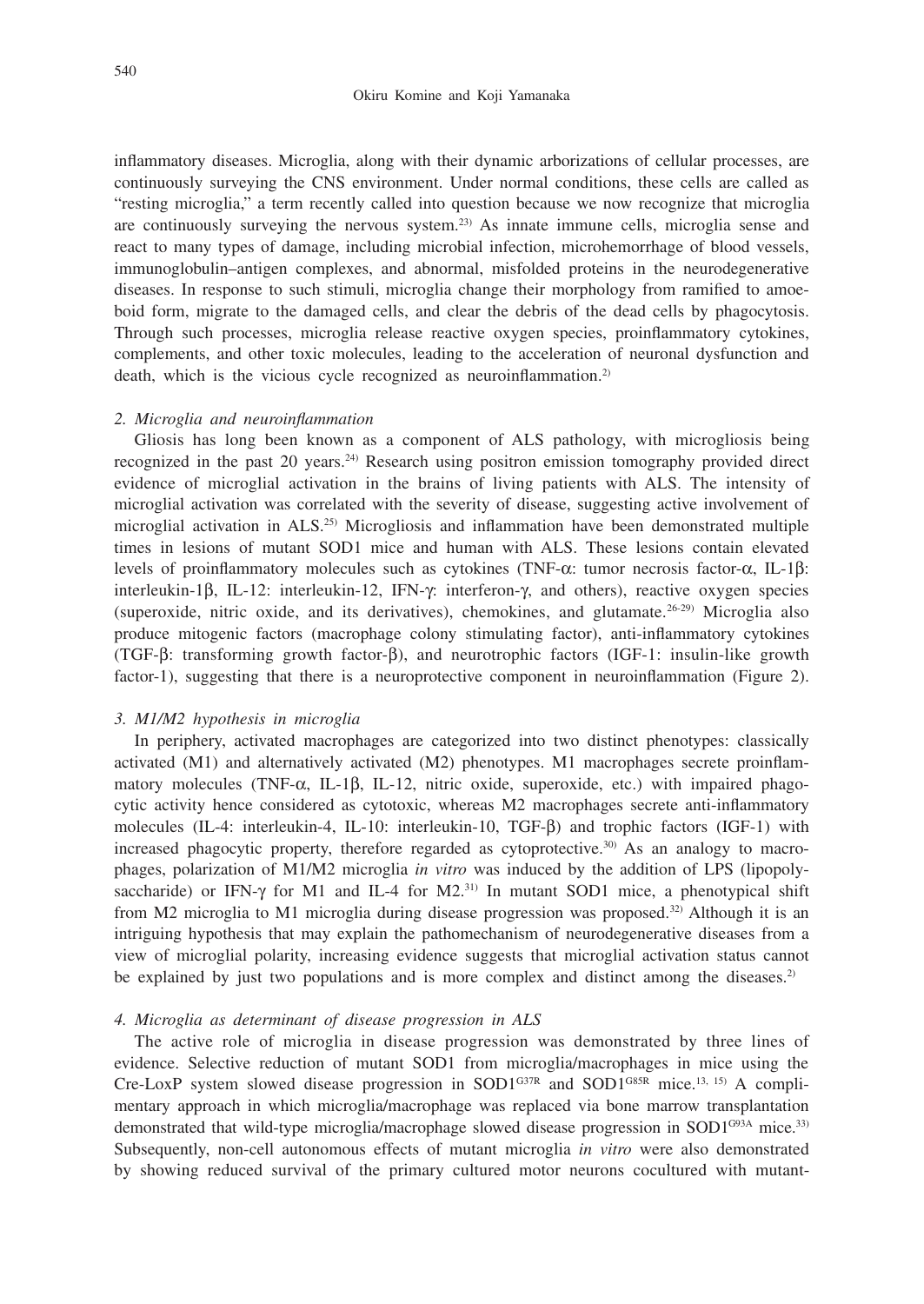inflammatory diseases. Microglia, along with their dynamic arborizations of cellular processes, are continuously surveying the CNS environment. Under normal conditions, these cells are called as "resting microglia," a term recently called into question because we now recognize that microglia are continuously surveying the nervous system.[23] As innate immune cells, microglia sense and react to many types of damage, including microbial infection, microhemorrhage of blood vessels, immunoglobulin–antigen complexes, and abnormal, misfolded proteins in the neurodegenerative diseases. In response to such stimuli, microglia change their morphology from ramified to amoeboid form, migrate to the damaged cells, and clear the debris of the dead cells by phagocytosis. Through such processes, microglia release reactive oxygen species, proinflammatory cytokines, complements, and other toxic molecules, leading to the acceleration of neuronal dysfunction and death, which is the vicious cycle recognized as neuroinflammation.[2]

### *2. Microglia and neuroinflammation*

Gliosis has long been known as a component of ALS pathology, with microgliosis being recognized in the past 20 years.[24] Research using positron emission tomography provided direct evidence of microglial activation in the brains of living patients with ALS. The intensity of microglial activation was correlated with the severity of disease, suggesting active involvement of microglial activation in ALS.[25] Microgliosis and inflammation have been demonstrated multiple times in lesions of mutant SOD1 mice and human with ALS. These lesions contain elevated levels of proinflammatory molecules such as cytokines (TNF-α: tumor necrosis factor-α, IL-1β: interleukin-1β, IL-12: interleukin-12, IFN-γ: interferon-γ, and others), reactive oxygen species (superoxide, nitric oxide, and its derivatives), chemokines, and glutamate.[26-29] Microglia also produce mitogenic factors (macrophage colony stimulating factor), anti-inflammatory cytokines (TGF-β: transforming growth factor-β), and neurotrophic factors (IGF-1: insulin-like growth factor-1), suggesting that there is a neuroprotective component in neuroinflammation (Figure 2).

### *3. M1/M2 hypothesis in microglia*

In periphery, activated macrophages are categorized into two distinct phenotypes: classically activated (M1) and alternatively activated (M2) phenotypes. M1 macrophages secrete proinflammatory molecules (TNF-α, IL-1β, IL-12, nitric oxide, superoxide, etc.) with impaired phagocytic activity hence considered as cytotoxic, whereas M2 macrophages secrete anti-inflammatory molecules (IL-4: interleukin-4, IL-10: interleukin-10, TGF-β) and trophic factors (IGF-1) with increased phagocytic property, therefore regarded as cytoprotective.[30] As an analogy to macrophages, polarization of M1/M2 microglia *in vitro* was induced by the addition of LPS (lipopolysaccharide) or IFN-γ for M1 and IL-4 for M2.[31] In mutant SOD1 mice, a phenotypical shift from M2 microglia to M1 microglia during disease progression was proposed.[32] Although it is an intriguing hypothesis that may explain the pathomechanism of neurodegenerative diseases from a view of microglial polarity, increasing evidence suggests that microglial activation status cannot be explained by just two populations and is more complex and distinct among the diseases.[2]

### *4. Microglia as determinant of disease progression in ALS*

The active role of microglia in disease progression was demonstrated by three lines of evidence. Selective reduction of mutant SOD1 from microglia/macrophages in mice using the Cre-LoxP system slowed disease progression in $SOD1^{G37R}$ and $SOD1^{G85R}$ mice.[13, 15] A complimentary approach in which microglia/macrophage was replaced via bone marrow transplantation demonstrated that wild-type microglia/macrophage slowed disease progression in $SOD1^{G93A}$ mice.[33] Subsequently, non-cell autonomous effects of mutant microglia *in vitro* were also demonstrated by showing reduced survival of the primary cultured motor neurons cocultured with mutant-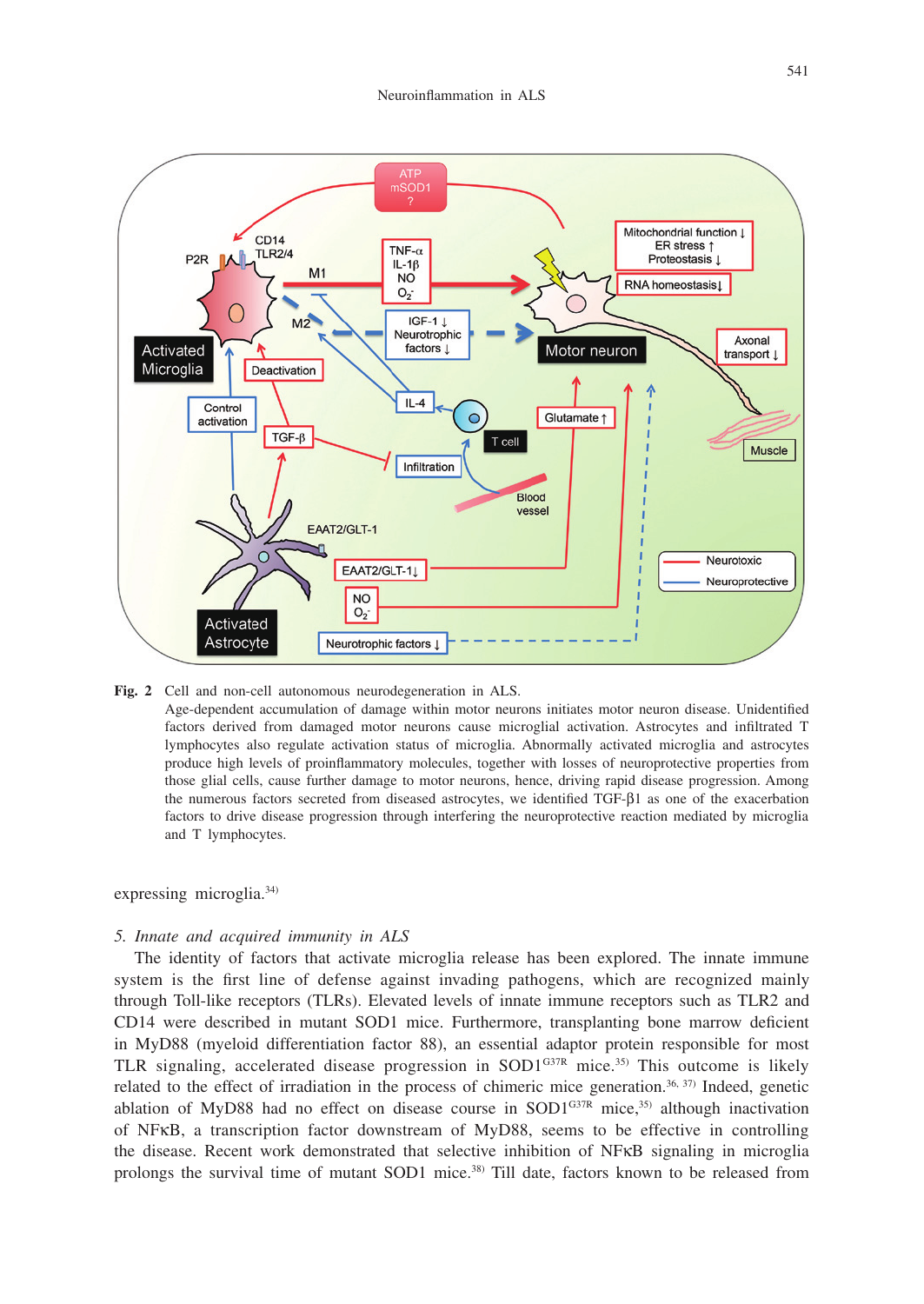**Fig. 2** Cell and non-cell autonomous neurodegeneration in ALS.

Age-dependent accumulation of damage within motor neurons initiates motor neuron disease. Unidentified factors derived from damaged motor neurons cause microglial activation. Astrocytes and infiltrated T lymphocytes also regulate activation status of microglia. Abnormally activated microglia and astrocytes produce high levels of proinflammatory molecules, together with losses of neuroprotective properties from those glial cells, cause further damage to motor neurons, hence, driving rapid disease progression. Among the numerous factors secreted from diseased astrocytes, we identified TGF-β1 as one of the exacerbation factors to drive disease progression through interfering the neuroprotective reaction mediated by microglia and T lymphocytes.

expressing microglia.[34]

## 5. *Innate and acquired immunity in ALS*

The identity of factors that activate microglia release has been explored. The innate immune system is the first line of defense against invading pathogens, which are recognized mainly through Toll-like receptors (TLRs). Elevated levels of innate immune receptors such as TLR2 and CD14 were described in mutant SOD1 mice. Furthermore, transplanting bone marrow deficient in MyD88 (myeloid differentiation factor 88), an essential adaptor protein responsible for most TLR signaling, accelerated disease progression in $SOD1^{G37R}$ mice.[35] This outcome is likely related to the effect of irradiation in the process of chimeric mice generation.[36, 37] Indeed, genetic ablation of MyD88 had no effect on disease course in $SOD1^{G37R}$ mice,[35] although inactivation of NFκB, a transcription factor downstream of MyD88, seems to be effective in controlling the disease. Recent work demonstrated that selective inhibition of NFκB signaling in microglia prolongs the survival time of mutant SOD1 mice.[38] Till date, factors known to be released from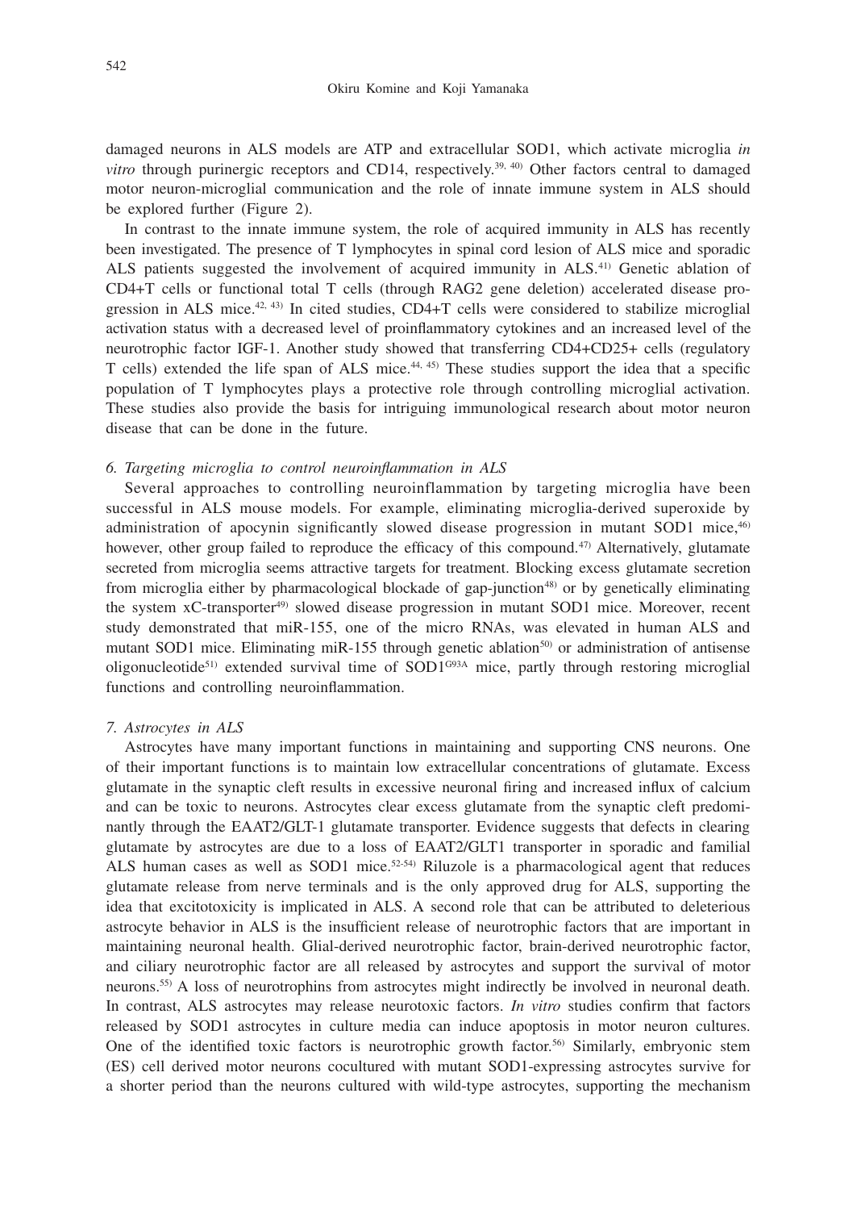damaged neurons in ALS models are ATP and extracellular SOD1, which activate microglia *in vitro* through purinergic receptors and CD14, respectively.[39, 40] Other factors central to damaged motor neuron-microglial communication and the role of innate immune system in ALS should be explored further (Figure 2).

In contrast to the innate immune system, the role of acquired immunity in ALS has recently been investigated. The presence of T lymphocytes in spinal cord lesion of ALS mice and sporadic ALS patients suggested the involvement of acquired immunity in ALS.[41] Genetic ablation of CD4+T cells or functional total T cells (through RAG2 gene deletion) accelerated disease progression in ALS mice.[42, 43] In cited studies, CD4+T cells were considered to stabilize microglial activation status with a decreased level of proinflammatory cytokines and an increased level of the neurotrophic factor IGF-1. Another study showed that transferring CD4+CD25+ cells (regulatory T cells) extended the life span of ALS mice.[44, 45] These studies support the idea that a specific population of T lymphocytes plays a protective role through controlling microglial activation. These studies also provide the basis for intriguing immunological research about motor neuron disease that can be done in the future.

### *6. Targeting microglia to control neuroinflammation in ALS*

Several approaches to controlling neuroinflammation by targeting microglia have been successful in ALS mouse models. For example, eliminating microglia-derived superoxide by administration of apocynin significantly slowed disease progression in mutant SOD1 mice,[46] however, other group failed to reproduce the efficacy of this compound.[47] Alternatively, glutamate secreted from microglia seems attractive targets for treatment. Blocking excess glutamate secretion from microglia either by pharmacological blockade of gap-junction[48] or by genetically eliminating the system xC-transporter[49] slowed disease progression in mutant SOD1 mice. Moreover, recent study demonstrated that miR-155, one of the micro RNAs, was elevated in human ALS and mutant SOD1 mice. Eliminating miR-155 through genetic ablation[50] or administration of antisense oligonucleotide[51] extended survival time of SOD1$^{G93A}$ mice, partly through restoring microglial functions and controlling neuroinflammation.

### *7. Astrocytes in ALS*

Astrocytes have many important functions in maintaining and supporting CNS neurons. One of their important functions is to maintain low extracellular concentrations of glutamate. Excess glutamate in the synaptic cleft results in excessive neuronal firing and increased influx of calcium and can be toxic to neurons. Astrocytes clear excess glutamate from the synaptic cleft predominantly through the EAAT2/GLT-1 glutamate transporter. Evidence suggests that defects in clearing glutamate by astrocytes are due to a loss of EAAT2/GLT1 transporter in sporadic and familial ALS human cases as well as SOD1 mice.[52-54] Riluzole is a pharmacological agent that reduces glutamate release from nerve terminals and is the only approved drug for ALS, supporting the idea that excitotoxicity is implicated in ALS. A second role that can be attributed to deleterious astrocyte behavior in ALS is the insufficient release of neurotrophic factors that are important in maintaining neuronal health. Glial-derived neurotrophic factor, brain-derived neurotrophic factor, and ciliary neurotrophic factor are all released by astrocytes and support the survival of motor neurons.[55] A loss of neurotrophins from astrocytes might indirectly be involved in neuronal death. In contrast, ALS astrocytes may release neurotoxic factors. *In vitro* studies confirm that factors released by SOD1 astrocytes in culture media can induce apoptosis in motor neuron cultures. One of the identified toxic factors is neurotrophic growth factor.[56] Similarly, embryonic stem (ES) cell derived motor neurons cocultured with mutant SOD1-expressing astrocytes survive for a shorter period than the neurons cultured with wild-type astrocytes, supporting the mechanism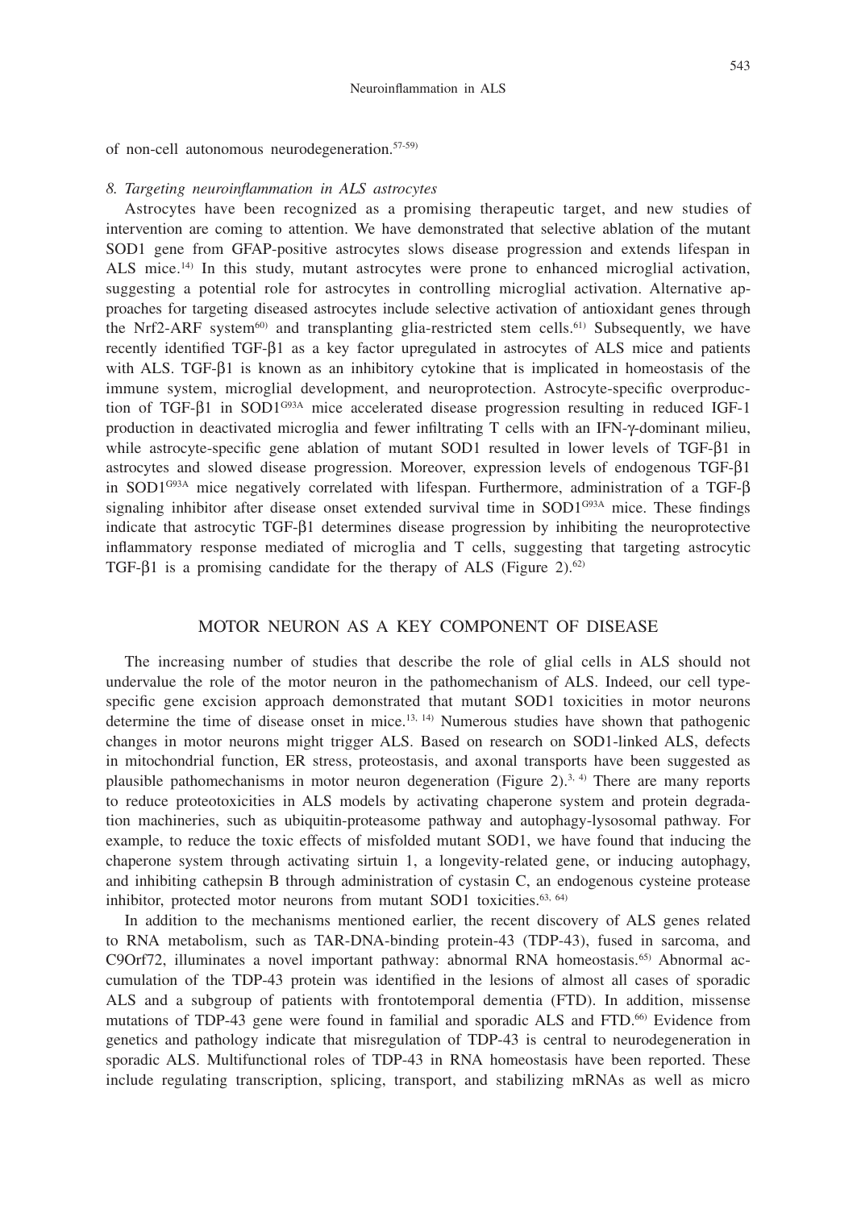of non-cell autonomous neurodegeneration.[57-59]

### *8. Targeting neuroinflammation in ALS astrocytes*

Astrocytes have been recognized as a promising therapeutic target, and new studies of intervention are coming to attention. We have demonstrated that selective ablation of the mutant SOD1 gene from GFAP-positive astrocytes slows disease progression and extends lifespan in ALS mice.[14] In this study, mutant astrocytes were prone to enhanced microglial activation, suggesting a potential role for astrocytes in controlling microglial activation. Alternative approaches for targeting diseased astrocytes include selective activation of antioxidant genes through the Nrf2-ARF system[60] and transplanting glia-restricted stem cells.[61] Subsequently, we have recently identified TGF-β1 as a key factor upregulated in astrocytes of ALS mice and patients with ALS. TGF-β1 is known as an inhibitory cytokine that is implicated in homeostasis of the immune system, microglial development, and neuroprotection. Astrocyte-specific overproduction of TGF-β1 in $SOD1^{G93A}$ mice accelerated disease progression resulting in reduced IGF-1 production in deactivated microglia and fewer infiltrating T cells with an IFN-γ-dominant milieu, while astrocyte-specific gene ablation of mutant SOD1 resulted in lower levels of TGF-β1 in astrocytes and slowed disease progression. Moreover, expression levels of endogenous TGF-β1 in $SOD1^{G93A}$ mice negatively correlated with lifespan. Furthermore, administration of a TGF-β signaling inhibitor after disease onset extended survival time in $SOD1^{G93A}$ mice. These findings indicate that astrocytic TGF-β1 determines disease progression by inhibiting the neuroprotective inflammatory response mediated of microglia and T cells, suggesting that targeting astrocytic TGF-β1 is a promising candidate for the therapy of ALS (Figure 2).[62]

## MOTOR NEURON AS A KEY COMPONENT OF DISEASE

The increasing number of studies that describe the role of glial cells in ALS should not undervalue the role of the motor neuron in the pathomechanism of ALS. Indeed, our cell type-specific gene excision approach demonstrated that mutant SOD1 toxicities in motor neurons determine the time of disease onset in mice.[13, 14] Numerous studies have shown that pathogenic changes in motor neurons might trigger ALS. Based on research on SOD1-linked ALS, defects in mitochondrial function, ER stress, proteostasis, and axonal transports have been suggested as plausible pathomechanisms in motor neuron degeneration (Figure 2).[3, 4] There are many reports to reduce proteotoxicities in ALS models by activating chaperone system and protein degradation machineries, such as ubiquitin-proteasome pathway and autophagy-lysosomal pathway. For example, to reduce the toxic effects of misfolded mutant SOD1, we have found that inducing the chaperone system through activating sirtuin 1, a longevity-related gene, or inducing autophagy, and inhibiting cathepsin B through administration of cystasin C, an endogenous cysteine protease inhibitor, protected motor neurons from mutant SOD1 toxicities.[63, 64]

In addition to the mechanisms mentioned earlier, the recent discovery of ALS genes related to RNA metabolism, such as TAR-DNA-binding protein-43 (TDP-43), fused in sarcoma, and C9Orf72, illuminates a novel important pathway: abnormal RNA homeostasis.[65] Abnormal accumulation of the TDP-43 protein was identified in the lesions of almost all cases of sporadic ALS and a subgroup of patients with frontotemporal dementia (FTD). In addition, missense mutations of TDP-43 gene were found in familial and sporadic ALS and FTD.[66] Evidence from genetics and pathology indicate that misregulation of TDP-43 is central to neurodegeneration in sporadic ALS. Multifunctional roles of TDP-43 in RNA homeostasis have been reported. These include regulating transcription, splicing, transport, and stabilizing mRNAs as well as micro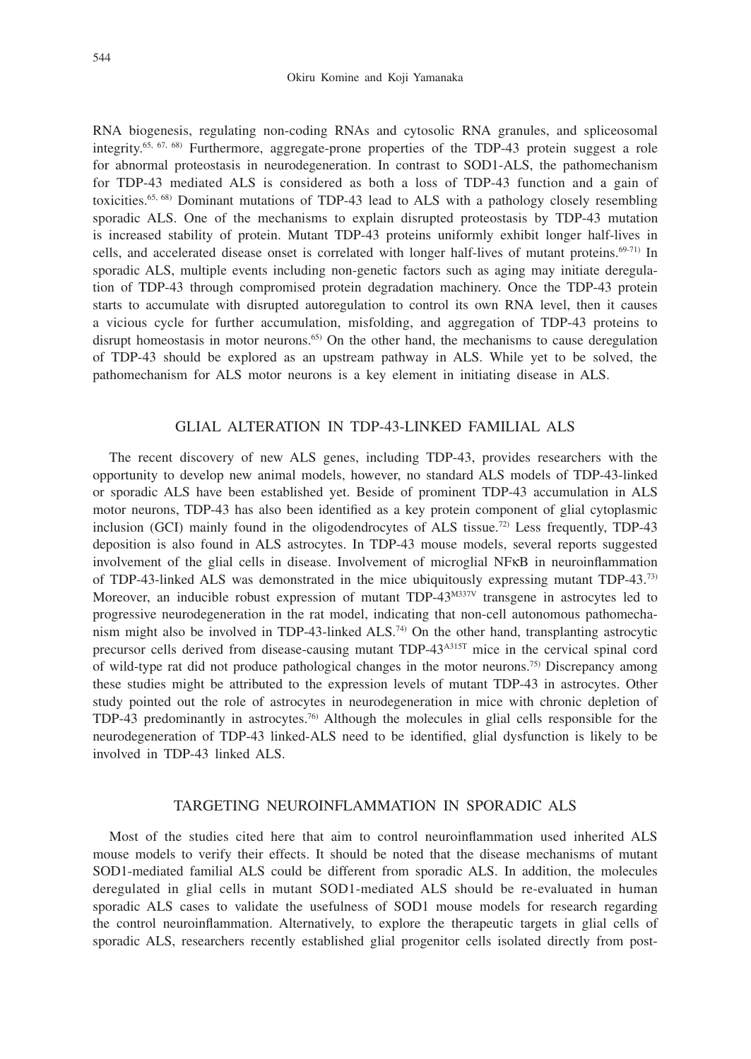RNA biogenesis, regulating non-coding RNAs and cytosolic RNA granules, and spliceosomal integrity.[65, 67, 68] Furthermore, aggregate-prone properties of the TDP-43 protein suggest a role for abnormal proteostasis in neurodegeneration. In contrast to SOD1-ALS, the pathomechanism for TDP-43 mediated ALS is considered as both a loss of TDP-43 function and a gain of toxicities.[65, 68] Dominant mutations of TDP-43 lead to ALS with a pathology closely resembling sporadic ALS. One of the mechanisms to explain disrupted proteostasis by TDP-43 mutation is increased stability of protein. Mutant TDP-43 proteins uniformly exhibit longer half-lives in cells, and accelerated disease onset is correlated with longer half-lives of mutant proteins.[69-71] In sporadic ALS, multiple events including non-genetic factors such as aging may initiate deregulation of TDP-43 through compromised protein degradation machinery. Once the TDP-43 protein starts to accumulate with disrupted autoregulation to control its own RNA level, then it causes a vicious cycle for further accumulation, misfolding, and aggregation of TDP-43 proteins to disrupt homeostasis in motor neurons.[65] On the other hand, the mechanisms to cause deregulation of TDP-43 should be explored as an upstream pathway in ALS. While yet to be solved, the pathomechanism for ALS motor neurons is a key element in initiating disease in ALS.

## GLIAL ALTERATION IN TDP-43-LINKED FAMILIAL ALS

The recent discovery of new ALS genes, including TDP-43, provides researchers with the opportunity to develop new animal models, however, no standard ALS models of TDP-43-linked or sporadic ALS have been established yet. Beside of prominent TDP-43 accumulation in ALS motor neurons, TDP-43 has also been identified as a key protein component of glial cytoplasmic inclusion (GCI) mainly found in the oligodendrocytes of ALS tissue.[72] Less frequently, TDP-43 deposition is also found in ALS astrocytes. In TDP-43 mouse models, several reports suggested involvement of the glial cells in disease. Involvement of microglial NFκB in neuroinflammation of TDP-43-linked ALS was demonstrated in the mice ubiquitously expressing mutant TDP-43.[73] Moreover, an inducible robust expression of mutant TDP-43$^{M337V}$ transgene in astrocytes led to progressive neurodegeneration in the rat model, indicating that non-cell autonomous pathomechanism might also be involved in TDP-43-linked ALS.[74] On the other hand, transplanting astrocytic precursor cells derived from disease-causing mutant TDP-43$^{A315T}$ mice in the cervical spinal cord of wild-type rat did not produce pathological changes in the motor neurons.[75] Discrepancy among these studies might be attributed to the expression levels of mutant TDP-43 in astrocytes. Other study pointed out the role of astrocytes in neurodegeneration in mice with chronic depletion of TDP-43 predominantly in astrocytes.[76] Although the molecules in glial cells responsible for the neurodegeneration of TDP-43 linked-ALS need to be identified, glial dysfunction is likely to be involved in TDP-43 linked ALS.

## TARGETING NEUROINFLAMMATION IN SPORADIC ALS

Most of the studies cited here that aim to control neuroinflammation used inherited ALS mouse models to verify their effects. It should be noted that the disease mechanisms of mutant SOD1-mediated familial ALS could be different from sporadic ALS. In addition, the molecules deregulated in glial cells in mutant SOD1-mediated ALS should be re-evaluated in human sporadic ALS cases to validate the usefulness of SOD1 mouse models for research regarding the control neuroinflammation. Alternatively, to explore the therapeutic targets in glial cells of sporadic ALS, researchers recently established glial progenitor cells isolated directly from post-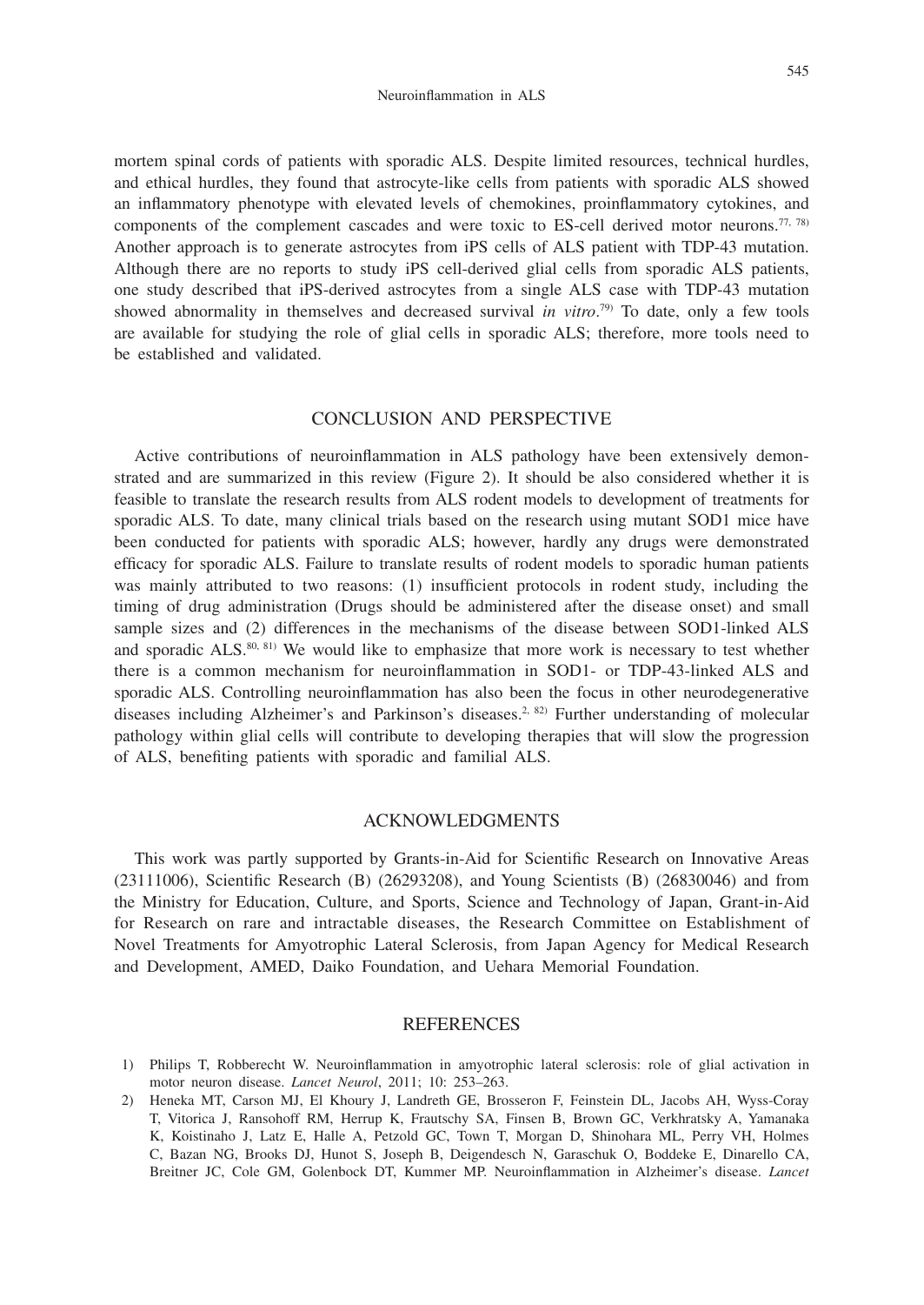mortem spinal cords of patients with sporadic ALS. Despite limited resources, technical hurdles, and ethical hurdles, they found that astrocyte-like cells from patients with sporadic ALS showed an inflammatory phenotype with elevated levels of chemokines, proinflammatory cytokines, and components of the complement cascades and were toxic to ES-cell derived motor neurons.[77, 78] Another approach is to generate astrocytes from iPS cells of ALS patient with TDP-43 mutation. Although there are no reports to study iPS cell-derived glial cells from sporadic ALS patients, one study described that iPS-derived astrocytes from a single ALS case with TDP-43 mutation showed abnormality in themselves and decreased survival *in vitro*.[79] To date, only a few tools are available for studying the role of glial cells in sporadic ALS; therefore, more tools need to be established and validated.

## CONCLUSION AND PERSPECTIVE

Active contributions of neuroinflammation in ALS pathology have been extensively demonstrated and are summarized in this review (Figure 2). It should be also considered whether it is feasible to translate the research results from ALS rodent models to development of treatments for sporadic ALS. To date, many clinical trials based on the research using mutant SOD1 mice have been conducted for patients with sporadic ALS; however, hardly any drugs were demonstrated efficacy for sporadic ALS. Failure to translate results of rodent models to sporadic human patients was mainly attributed to two reasons: (1) insufficient protocols in rodent study, including the timing of drug administration (Drugs should be administered after the disease onset) and small sample sizes and (2) differences in the mechanisms of the disease between SOD1-linked ALS and sporadic ALS.[80, 81] We would like to emphasize that more work is necessary to test whether there is a common mechanism for neuroinflammation in SOD1- or TDP-43-linked ALS and sporadic ALS. Controlling neuroinflammation has also been the focus in other neurodegenerative diseases including Alzheimer's and Parkinson's diseases.[2, 82] Further understanding of molecular pathology within glial cells will contribute to developing therapies that will slow the progression of ALS, benefiting patients with sporadic and familial ALS.

## ACKNOWLEDGMENTS

This work was partly supported by Grants-in-Aid for Scientific Research on Innovative Areas (23111006), Scientific Research (B) (26293208), and Young Scientists (B) (26830046) and from the Ministry for Education, Culture, and Sports, Science and Technology of Japan, Grant-in-Aid for Research on rare and intractable diseases, the Research Committee on Establishment of Novel Treatments for Amyotrophic Lateral Sclerosis, from Japan Agency for Medical Research and Development, AMED, Daiko Foundation, and Uehara Memorial Foundation.

## REFERENCES

1) Philips T, Robberecht W. Neuroinflammation in amyotrophic lateral sclerosis: role of glial activation in motor neuron disease. *Lancet Neurol*, 2011; 10: 253–263.
2) Heneka MT, Carson MJ, El Khoury J, Landreth GE, Brosseron F, Feinstein DL, Jacobs AH, Wyss-Coray T, Vitorica J, Ransohoff RM, Herrup K, Frautschy SA, Finsen B, Brown GC, Verkhratsky A, Yamanaka K, Koistinaho J, Latz E, Halle A, Petzold GC, Town T, Morgan D, Shinohara ML, Perry VH, Holmes C, Bazan NG, Brooks DJ, Hunot S, Joseph B, Deigendesch N, Garaschuk O, Boddeke E, Dinarello CA, Breitner JC, Cole GM, Golenbock DT, Kummer MP. Neuroinflammation in Alzheimer's disease. *Lancet*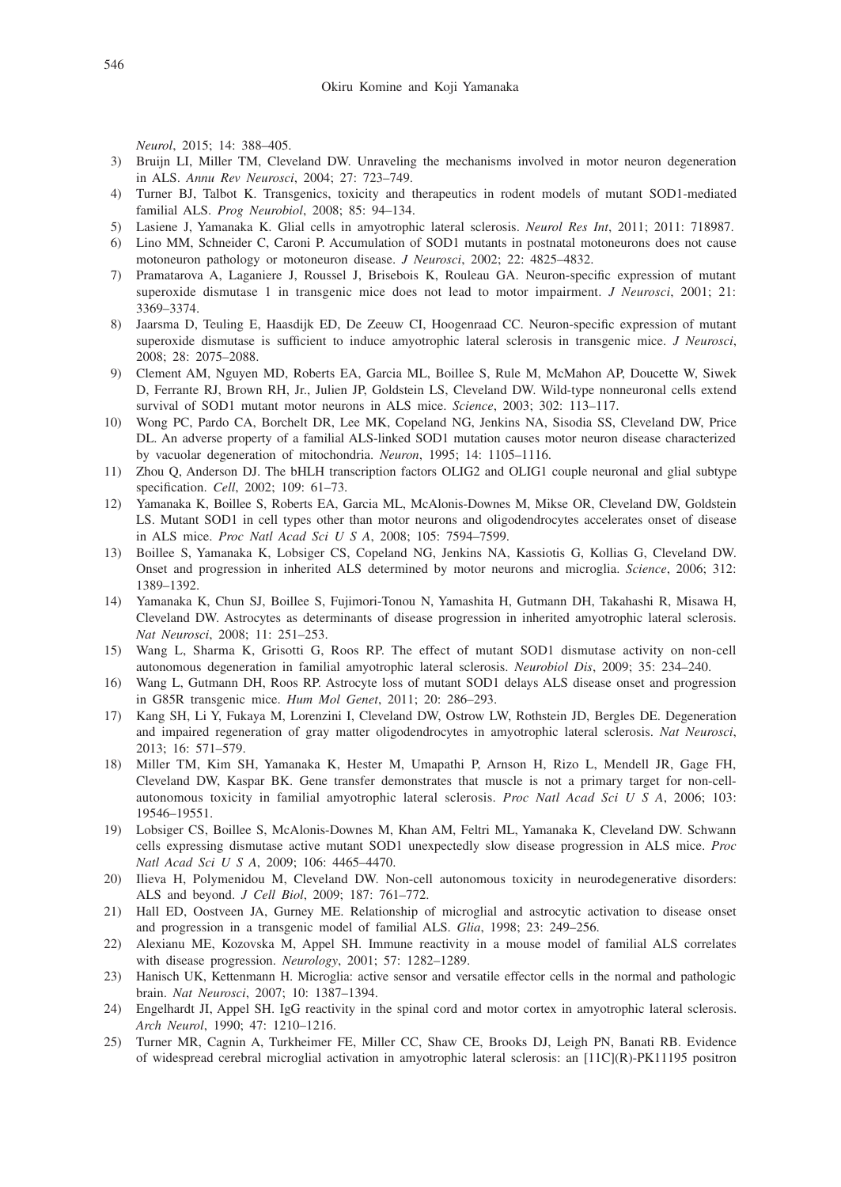*Neurol*, 2015; 14: 388–405.

3) Bruijn LI, Miller TM, Cleveland DW. Unraveling the mechanisms involved in motor neuron degeneration in ALS. *Annu Rev Neurosci*, 2004; 27: 723–749.
4) Turner BJ, Talbot K. Transgenics, toxicity and therapeutics in rodent models of mutant SOD1-mediated familial ALS. *Prog Neurobiol*, 2008; 85: 94–134.
5) Lasiene J, Yamanaka K. Glial cells in amyotrophic lateral sclerosis. *Neurol Res Int*, 2011; 2011: 718987.
6) Lino MM, Schneider C, Caroni P. Accumulation of SOD1 mutants in postnatal motoneurons does not cause motoneuron pathology or motoneuron disease. *J Neurosci*, 2002; 22: 4825–4832.
7) Pramatarova A, Laganiere J, Roussel J, Brisebois K, Rouleau GA. Neuron-specific expression of mutant superoxide dismutase 1 in transgenic mice does not lead to motor impairment. *J Neurosci*, 2001; 21: 3369–3374.
8) Jaarsma D, Teuling E, Haasdijk ED, De Zeeuw CI, Hoogenraad CC. Neuron-specific expression of mutant superoxide dismutase is sufficient to induce amyotrophic lateral sclerosis in transgenic mice. *J Neurosci*, 2008; 28: 2075–2088.
9) Clement AM, Nguyen MD, Roberts EA, Garcia ML, Boillee S, Rule M, McMahon AP, Doucette W, Siwek D, Ferrante RJ, Brown RH, Jr., Julien JP, Goldstein LS, Cleveland DW. Wild-type nonneuronal cells extend survival of SOD1 mutant motor neurons in ALS mice. *Science*, 2003; 302: 113–117.
10) Wong PC, Pardo CA, Borchelt DR, Lee MK, Copeland NG, Jenkins NA, Sisodia SS, Cleveland DW, Price DL. An adverse property of a familial ALS-linked SOD1 mutation causes motor neuron disease characterized by vacuolar degeneration of mitochondria. *Neuron*, 1995; 14: 1105–1116.
11) Zhou Q, Anderson DJ. The bHLH transcription factors OLIG2 and OLIG1 couple neuronal and glial subtype specification. *Cell*, 2002; 109: 61–73.
12) Yamanaka K, Boillee S, Roberts EA, Garcia ML, McAlonis-Downes M, Mikse OR, Cleveland DW, Goldstein LS. Mutant SOD1 in cell types other than motor neurons and oligodendrocytes accelerates onset of disease in ALS mice. *Proc Natl Acad Sci U S A*, 2008; 105: 7594–7599.
13) Boillee S, Yamanaka K, Lobsiger CS, Copeland NG, Jenkins NA, Kassiotis G, Kollias G, Cleveland DW. Onset and progression in inherited ALS determined by motor neurons and microglia. *Science*, 2006; 312: 1389–1392.
14) Yamanaka K, Chun SJ, Boillee S, Fujimori-Tonou N, Yamashita H, Gutmann DH, Takahashi R, Misawa H, Cleveland DW. Astrocytes as determinants of disease progression in inherited amyotrophic lateral sclerosis. *Nat Neurosci*, 2008; 11: 251–253.
15) Wang L, Sharma K, Grisotti G, Roos RP. The effect of mutant SOD1 dismutase activity on non-cell autonomous degeneration in familial amyotrophic lateral sclerosis. *Neurobiol Dis*, 2009; 35: 234–240.
16) Wang L, Gutmann DH, Roos RP. Astrocyte loss of mutant SOD1 delays ALS disease onset and progression in G85R transgenic mice. *Hum Mol Genet*, 2011; 20: 286–293.
17) Kang SH, Li Y, Fukaya M, Lorenzini I, Cleveland DW, Ostrow LW, Rothstein JD, Bergles DE. Degeneration and impaired regeneration of gray matter oligodendrocytes in amyotrophic lateral sclerosis. *Nat Neurosci*, 2013; 16: 571–579.
18) Miller TM, Kim SH, Yamanaka K, Hester M, Umapathi P, Arnson H, Rizo L, Mendell JR, Gage FH, Cleveland DW, Kaspar BK. Gene transfer demonstrates that muscle is not a primary target for non-cell-autonomous toxicity in familial amyotrophic lateral sclerosis. *Proc Natl Acad Sci U S A*, 2006; 103: 19546–19551.
19) Lobsiger CS, Boillee S, McAlonis-Downes M, Khan AM, Feltri ML, Yamanaka K, Cleveland DW. Schwann cells expressing dismutase active mutant SOD1 unexpectedly slow disease progression in ALS mice. *Proc Natl Acad Sci U S A*, 2009; 106: 4465–4470.
20) Ilieva H, Polymenidou M, Cleveland DW. Non-cell autonomous toxicity in neurodegenerative disorders: ALS and beyond. *J Cell Biol*, 2009; 187: 761–772.
21) Hall ED, Oostveen JA, Gurney ME. Relationship of microglial and astrocytic activation to disease onset and progression in a transgenic model of familial ALS. *Glia*, 1998; 23: 249–256.
22) Alexianu ME, Kozovska M, Appel SH. Immune reactivity in a mouse model of familial ALS correlates with disease progression. *Neurology*, 2001; 57: 1282–1289.
23) Hanisch UK, Kettenmann H. Microglia: active sensor and versatile effector cells in the normal and pathologic brain. *Nat Neurosci*, 2007; 10: 1387–1394.
24) Engelhardt JI, Appel SH. IgG reactivity in the spinal cord and motor cortex in amyotrophic lateral sclerosis. *Arch Neurol*, 1990; 47: 1210–1216.
25) Turner MR, Cagnin A, Turkheimer FE, Miller CC, Shaw CE, Brooks DJ, Leigh PN, Banati RB. Evidence of widespread cerebral microglial activation in amyotrophic lateral sclerosis: an [11C](R)-PK11195 positron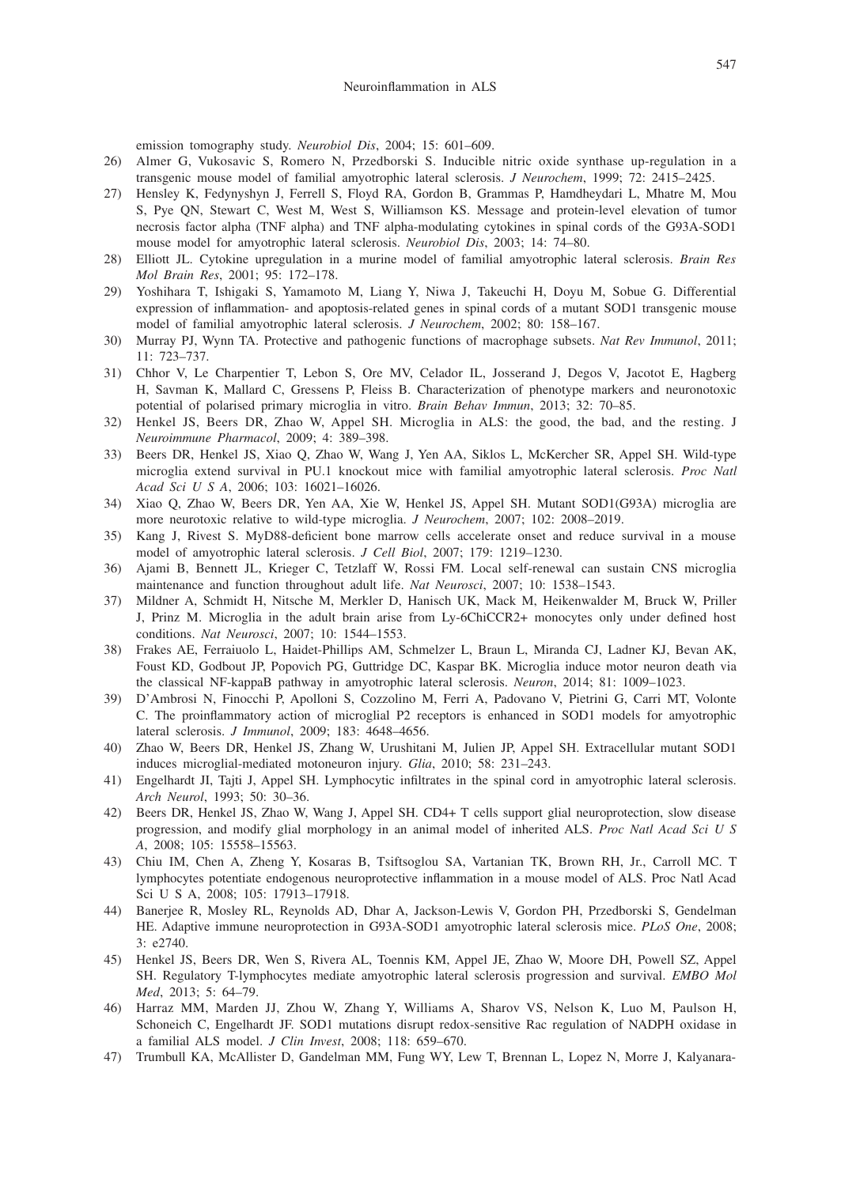emission tomography study. *Neurobiol Dis*, 2004; 15: 601–609.

26) Almer G, Vukosavic S, Romero N, Przedborski S. Inducible nitric oxide synthase up-regulation in a transgenic mouse model of familial amyotrophic lateral sclerosis. *J Neurochem*, 1999; 72: 2415–2425.
27) Hensley K, Fedynyshyn J, Ferrell S, Floyd RA, Gordon B, Grammas P, Hamdheydari L, Mhatre M, Mou S, Pye QN, Stewart C, West M, West S, Williamson KS. Message and protein-level elevation of tumor necrosis factor alpha (TNF alpha) and TNF alpha-modulating cytokines in spinal cords of the G93A-SOD1 mouse model for amyotrophic lateral sclerosis. *Neurobiol Dis*, 2003; 14: 74–80.
28) Elliott JL. Cytokine upregulation in a murine model of familial amyotrophic lateral sclerosis. *Brain Res Mol Brain Res*, 2001; 95: 172–178.
29) Yoshihara T, Ishigaki S, Yamamoto M, Liang Y, Niwa J, Takeuchi H, Doyu M, Sobue G. Differential expression of inflammation- and apoptosis-related genes in spinal cords of a mutant SOD1 transgenic mouse model of familial amyotrophic lateral sclerosis. *J Neurochem*, 2002; 80: 158–167.
30) Murray PJ, Wynn TA. Protective and pathogenic functions of macrophage subsets. *Nat Rev Immunol*, 2011; 11: 723–737.
31) Chhor V, Le Charpentier T, Lebon S, Ore MV, Celador IL, Josserand J, Degos V, Jacotot E, Hagberg H, Savman K, Mallard C, Gressens P, Fleiss B. Characterization of phenotype markers and neuronotoxic potential of polarised primary microglia in vitro. *Brain Behav Immun*, 2013; 32: 70–85.
32) Henkel JS, Beers DR, Zhao W, Appel SH. Microglia in ALS: the good, the bad, and the resting. J *Neuroimmune Pharmacol*, 2009; 4: 389–398.
33) Beers DR, Henkel JS, Xiao Q, Zhao W, Wang J, Yen AA, Siklos L, McKercher SR, Appel SH. Wild-type microglia extend survival in PU.1 knockout mice with familial amyotrophic lateral sclerosis. *Proc Natl Acad Sci U S A*, 2006; 103: 16021–16026.
34) Xiao Q, Zhao W, Beers DR, Yen AA, Xie W, Henkel JS, Appel SH. Mutant SOD1(G93A) microglia are more neurotoxic relative to wild-type microglia. *J Neurochem*, 2007; 102: 2008–2019.
35) Kang J, Rivest S. MyD88-deficient bone marrow cells accelerate onset and reduce survival in a mouse model of amyotrophic lateral sclerosis. *J Cell Biol*, 2007; 179: 1219–1230.
36) Ajami B, Bennett JL, Krieger C, Tetzlaff W, Rossi FM. Local self-renewal can sustain CNS microglia maintenance and function throughout adult life. *Nat Neurosci*, 2007; 10: 1538–1543.
37) Mildner A, Schmidt H, Nitsche M, Merkler D, Hanisch UK, Mack M, Heikenwalder M, Bruck W, Priller J, Prinz M. Microglia in the adult brain arise from Ly-6ChiCCR2+ monocytes only under defined host conditions. *Nat Neurosci*, 2007; 10: 1544–1553.
38) Frakes AE, Ferraiuolo L, Haidet-Phillips AM, Schmelzer L, Braun L, Miranda CJ, Ladner KJ, Bevan AK, Foust KD, Godbout JP, Popovich PG, Guttridge DC, Kaspar BK. Microglia induce motor neuron death via the classical NF-kappaB pathway in amyotrophic lateral sclerosis. *Neuron*, 2014; 81: 1009–1023.
39) D'Ambrosi N, Finocchi P, Apolloni S, Cozzolino M, Ferri A, Padovano V, Pietrini G, Carri MT, Volonte C. The proinflammatory action of microglial P2 receptors is enhanced in SOD1 models for amyotrophic lateral sclerosis. *J Immunol*, 2009; 183: 4648–4656.
40) Zhao W, Beers DR, Henkel JS, Zhang W, Urushitani M, Julien JP, Appel SH. Extracellular mutant SOD1 induces microglial-mediated motoneuron injury. *Glia*, 2010; 58: 231–243.
41) Engelhardt JI, Tajti J, Appel SH. Lymphocytic infiltrates in the spinal cord in amyotrophic lateral sclerosis. *Arch Neurol*, 1993; 50: 30–36.
42) Beers DR, Henkel JS, Zhao W, Wang J, Appel SH. CD4+ T cells support glial neuroprotection, slow disease progression, and modify glial morphology in an animal model of inherited ALS. *Proc Natl Acad Sci U S A*, 2008; 105: 15558–15563.
43) Chiu IM, Chen A, Zheng Y, Kosaras B, Tsiftsoglou SA, Vartanian TK, Brown RH, Jr., Carroll MC. T lymphocytes potentiate endogenous neuroprotective inflammation in a mouse model of ALS. Proc Natl Acad Sci U S A, 2008; 105: 17913–17918.
44) Banerjee R, Mosley RL, Reynolds AD, Dhar A, Jackson-Lewis V, Gordon PH, Przedborski S, Gendelman HE. Adaptive immune neuroprotection in G93A-SOD1 amyotrophic lateral sclerosis mice. *PLoS One*, 2008; 3: e2740.
45) Henkel JS, Beers DR, Wen S, Rivera AL, Toennis KM, Appel JE, Zhao W, Moore DH, Powell SZ, Appel SH. Regulatory T-lymphocytes mediate amyotrophic lateral sclerosis progression and survival. *EMBO Mol Med*, 2013; 5: 64–79.
46) Harraz MM, Marden JJ, Zhou W, Zhang Y, Williams A, Sharov VS, Nelson K, Luo M, Paulson H, Schoneich C, Engelhardt JF. SOD1 mutations disrupt redox-sensitive Rac regulation of NADPH oxidase in a familial ALS model. *J Clin Invest*, 2008; 118: 659–670.
47) Trumbull KA, McAllister D, Gandelman MM, Fung WY, Lew T, Brennan L, Lopez N, Morre J, Kalyanara-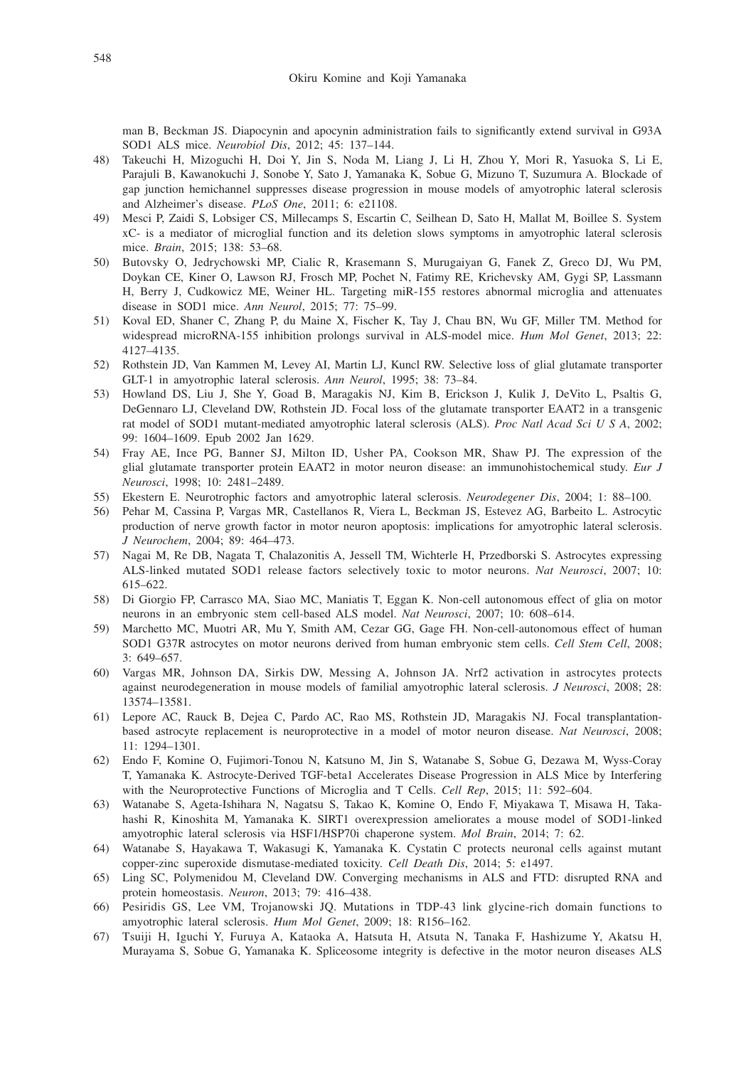man B, Beckman JS. Diapocynin and apocynin administration fails to significantly extend survival in G93A SOD1 ALS mice. *Neurobiol Dis*, 2012; 45: 137–144.

48) Takeuchi H, Mizoguchi H, Doi Y, Jin S, Noda M, Liang J, Li H, Zhou Y, Mori R, Yasuoka S, Li E, Parajuli B, Kawanokuchi J, Sonobe Y, Sato J, Yamanaka K, Sobue G, Mizuno T, Suzumura A. Blockade of gap junction hemichannel suppresses disease progression in mouse models of amyotrophic lateral sclerosis and Alzheimer's disease. *PLoS One*, 2011; 6: e21108.
49) Mesci P, Zaidi S, Lobsiger CS, Millecamps S, Escartin C, Seilhean D, Sato H, Mallat M, Boillee S. System xC- is a mediator of microglial function and its deletion slows symptoms in amyotrophic lateral sclerosis mice. *Brain*, 2015; 138: 53–68.
50) Butovsky O, Jedrychowski MP, Cialic R, Krasemann S, Murugaiyan G, Fanek Z, Greco DJ, Wu PM, Doykan CE, Kiner O, Lawson RJ, Frosch MP, Pochet N, Fatimy RE, Krichevsky AM, Gygi SP, Lassmann H, Berry J, Cudkowicz ME, Weiner HL. Targeting miR-155 restores abnormal microglia and attenuates disease in SOD1 mice. *Ann Neurol*, 2015; 77: 75–99.
51) Koval ED, Shaner C, Zhang P, du Maine X, Fischer K, Tay J, Chau BN, Wu GF, Miller TM. Method for widespread microRNA-155 inhibition prolongs survival in ALS-model mice. *Hum Mol Genet*, 2013; 22: 4127–4135.
52) Rothstein JD, Van Kammen M, Levey AI, Martin LJ, Kuncl RW. Selective loss of glial glutamate transporter GLT-1 in amyotrophic lateral sclerosis. *Ann Neurol*, 1995; 38: 73–84.
53) Howland DS, Liu J, She Y, Goad B, Maragakis NJ, Kim B, Erickson J, Kulik J, DeVito L, Psaltis G, DeGennaro LJ, Cleveland DW, Rothstein JD. Focal loss of the glutamate transporter EAAT2 in a transgenic rat model of SOD1 mutant-mediated amyotrophic lateral sclerosis (ALS). *Proc Natl Acad Sci U S A*, 2002; 99: 1604–1609. Epub 2002 Jan 1629.
54) Fray AE, Ince PG, Banner SJ, Milton ID, Usher PA, Cookson MR, Shaw PJ. The expression of the glial glutamate transporter protein EAAT2 in motor neuron disease: an immunohistochemical study. *Eur J Neurosci*, 1998; 10: 2481–2489.
55) Ekestern E. Neurotrophic factors and amyotrophic lateral sclerosis. *Neurodegener Dis*, 2004; 1: 88–100.
56) Pehar M, Cassina P, Vargas MR, Castellanos R, Viera L, Beckman JS, Estevez AG, Barbeito L. Astrocytic production of nerve growth factor in motor neuron apoptosis: implications for amyotrophic lateral sclerosis. *J Neurochem*, 2004; 89: 464–473.
57) Nagai M, Re DB, Nagata T, Chalazonitis A, Jessell TM, Wichterle H, Przedborski S. Astrocytes expressing ALS-linked mutated SOD1 release factors selectively toxic to motor neurons. *Nat Neurosci*, 2007; 10: 615–622.
58) Di Giorgio FP, Carrasco MA, Siao MC, Maniatis T, Eggan K. Non-cell autonomous effect of glia on motor neurons in an embryonic stem cell-based ALS model. *Nat Neurosci*, 2007; 10: 608–614.
59) Marchetto MC, Muotri AR, Mu Y, Smith AM, Cezar GG, Gage FH. Non-cell-autonomous effect of human SOD1 G37R astrocytes on motor neurons derived from human embryonic stem cells. *Cell Stem Cell*, 2008; 3: 649–657.
60) Vargas MR, Johnson DA, Sirkis DW, Messing A, Johnson JA. Nrf2 activation in astrocytes protects against neurodegeneration in mouse models of familial amyotrophic lateral sclerosis. *J Neurosci*, 2008; 28: 13574–13581.
61) Lepore AC, Rauck B, Dejea C, Pardo AC, Rao MS, Rothstein JD, Maragakis NJ. Focal transplantation-based astrocyte replacement is neuroprotective in a model of motor neuron disease. *Nat Neurosci*, 2008; 11: 1294–1301.
62) Endo F, Komine O, Fujimori-Tonou N, Katsuno M, Jin S, Watanabe S, Sobue G, Dezawa M, Wyss-Coray T, Yamanaka K. Astrocyte-Derived TGF-beta1 Accelerates Disease Progression in ALS Mice by Interfering with the Neuroprotective Functions of Microglia and T Cells. *Cell Rep*, 2015; 11: 592–604.
63) Watanabe S, Ageta-Ishihara N, Nagatsu S, Takao K, Komine O, Endo F, Miyakawa T, Misawa H, Takahashi R, Kinoshita M, Yamanaka K. SIRT1 overexpression ameliorates a mouse model of SOD1-linked amyotrophic lateral sclerosis via HSF1/HSP70i chaperone system. *Mol Brain*, 2014; 7: 62.
64) Watanabe S, Hayakawa T, Wakasugi K, Yamanaka K. Cystatin C protects neuronal cells against mutant copper-zinc superoxide dismutase-mediated toxicity. *Cell Death Dis*, 2014; 5: e1497.
65) Ling SC, Polymenidou M, Cleveland DW. Converging mechanisms in ALS and FTD: disrupted RNA and protein homeostasis. *Neuron*, 2013; 79: 416–438.
66) Pesiridis GS, Lee VM, Trojanowski JQ. Mutations in TDP-43 link glycine-rich domain functions to amyotrophic lateral sclerosis. *Hum Mol Genet*, 2009; 18: R156–162.
67) Tsuiji H, Iguchi Y, Furuya A, Kataoka A, Hatsuta H, Atsuta N, Tanaka F, Hashizume Y, Akatsu H, Murayama S, Sobue G, Yamanaka K. Spliceosome integrity is defective in the motor neuron diseases ALS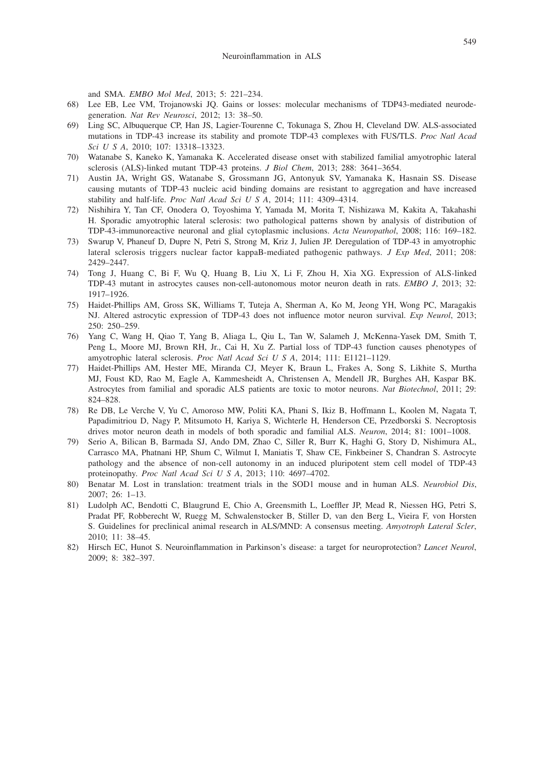and SMA. *EMBO Mol Med*, 2013; 5: 221–234.

68) Lee EB, Lee VM, Trojanowski JQ. Gains or losses: molecular mechanisms of TDP43-mediated neurodegeneration. *Nat Rev Neurosci*, 2012; 13: 38–50.

69) Ling SC, Albuquerque CP, Han JS, Lagier-Tourenne C, Tokunaga S, Zhou H, Cleveland DW. ALS-associated mutations in TDP-43 increase its stability and promote TDP-43 complexes with FUS/TLS. *Proc Natl Acad Sci U S A*, 2010; 107: 13318–13323.

70) Watanabe S, Kaneko K, Yamanaka K. Accelerated disease onset with stabilized familial amyotrophic lateral sclerosis (ALS)-linked mutant TDP-43 proteins. *J Biol Chem*, 2013; 288: 3641–3654.

71) Austin JA, Wright GS, Watanabe S, Grossmann JG, Antonyuk SV, Yamanaka K, Hasnain SS. Disease causing mutants of TDP-43 nucleic acid binding domains are resistant to aggregation and have increased stability and half-life. *Proc Natl Acad Sci U S A*, 2014; 111: 4309–4314.

72) Nishihira Y, Tan CF, Onodera O, Toyoshima Y, Yamada M, Morita T, Nishizawa M, Kakita A, Takahashi H. Sporadic amyotrophic lateral sclerosis: two pathological patterns shown by analysis of distribution of TDP-43-immunoreactive neuronal and glial cytoplasmic inclusions. *Acta Neuropathol*, 2008; 116: 169–182.

73) Swarup V, Phaneuf D, Dupre N, Petri S, Strong M, Kriz J, Julien JP. Deregulation of TDP-43 in amyotrophic lateral sclerosis triggers nuclear factor kappaB-mediated pathogenic pathways. *J Exp Med*, 2011; 208: 2429–2447.

74) Tong J, Huang C, Bi F, Wu Q, Huang B, Liu X, Li F, Zhou H, Xia XG. Expression of ALS-linked TDP-43 mutant in astrocytes causes non-cell-autonomous motor neuron death in rats. *EMBO J*, 2013; 32: 1917–1926.

75) Haidet-Phillips AM, Gross SK, Williams T, Tuteja A, Sherman A, Ko M, Jeong YH, Wong PC, Maragakis NJ. Altered astrocytic expression of TDP-43 does not influence motor neuron survival. *Exp Neurol*, 2013; 250: 250–259.

76) Yang C, Wang H, Qiao T, Yang B, Aliaga L, Qiu L, Tan W, Salameh J, McKenna-Yasek DM, Smith T, Peng L, Moore MJ, Brown RH, Jr., Cai H, Xu Z. Partial loss of TDP-43 function causes phenotypes of amyotrophic lateral sclerosis. *Proc Natl Acad Sci U S A*, 2014; 111: E1121–1129.

77) Haidet-Phillips AM, Hester ME, Miranda CJ, Meyer K, Braun L, Frakes A, Song S, Likhite S, Murtha MJ, Foust KD, Rao M, Eagle A, Kammesheidt A, Christensen A, Mendell JR, Burghes AH, Kaspar BK. Astrocytes from familial and sporadic ALS patients are toxic to motor neurons. *Nat Biotechnol*, 2011; 29: 824–828.

78) Re DB, Le Verche V, Yu C, Amoroso MW, Politi KA, Phani S, Ikiz B, Hoffmann L, Koolen M, Nagata T, Papadimitriou D, Nagy P, Mitsumoto H, Kariya S, Wichterle H, Henderson CE, Przedborski S. Necroptosis drives motor neuron death in models of both sporadic and familial ALS. *Neuron*, 2014; 81: 1001–1008.

79) Serio A, Bilican B, Barmada SJ, Ando DM, Zhao C, Siller R, Burr K, Haghi G, Story D, Nishimura AL, Carrasco MA, Phatnani HP, Shum C, Wilmut I, Maniatis T, Shaw CE, Finkbeiner S, Chandran S. Astrocyte pathology and the absence of non-cell autonomy in an induced pluripotent stem cell model of TDP-43 proteinopathy. *Proc Natl Acad Sci U S A*, 2013; 110: 4697–4702.

80) Benatar M. Lost in translation: treatment trials in the SOD1 mouse and in human ALS. *Neurobiol Dis*, 2007; 26: 1–13.

81) Ludolph AC, Bendotti C, Blaugrund E, Chio A, Greensmith L, Loeffler JP, Mead R, Niessen HG, Petri S, Pradat PF, Robberecht W, Ruegg M, Schwalenstocker B, Stiller D, van den Berg L, Vieira F, von Horsten S. Guidelines for preclinical animal research in ALS/MND: A consensus meeting. *Amyotroph Lateral Scler*, 2010; 11: 38–45.

82) Hirsch EC, Hunot S. Neuroinflammation in Parkinson's disease: a target for neuroprotection? *Lancet Neurol*, 2009; 8: 382–397.